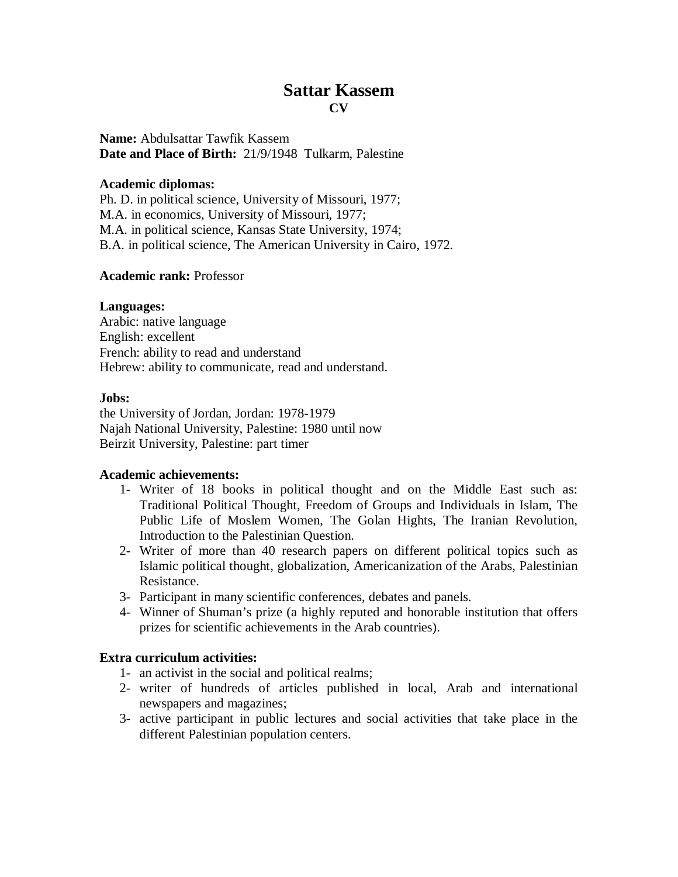# Sattar Kassem

**CV**

**Name:** Abdulsattar Tawfik Kassem
**Date and Place of Birth:** 21/9/1948 Tulkarm, Palestine

**Academic diplomas:**
Ph. D. in political science, University of Missouri, 1977;
M.A. in economics, University of Missouri, 1977;
M.A. in political science, Kansas State University, 1974;
B.A. in political science, The American University in Cairo, 1972.

**Academic rank:** Professor

**Languages:**
Arabic: native language
English: excellent
French: ability to read and understand
Hebrew: ability to communicate, read and understand.

**Jobs:**
the University of Jordan, Jordan: 1978-1979
Najah National University, Palestine: 1980 until now
Beirzit University, Palestine: part timer

**Academic achievements:**

1- Writer of 18 books in political thought and on the Middle East such as: Traditional Political Thought, Freedom of Groups and Individuals in Islam, The Public Life of Moslem Women, The Golan Hights, The Iranian Revolution, Introduction to the Palestinian Question.
2- Writer of more than 40 research papers on different political topics such as Islamic political thought, globalization, Americanization of the Arabs, Palestinian Resistance.
3- Participant in many scientific conferences, debates and panels.
4- Winner of Shuman's prize (a highly reputed and honorable institution that offers prizes for scientific achievements in the Arab countries).

**Extra curriculum activities:**

1- an activist in the social and political realms;
2- writer of hundreds of articles published in local, Arab and international newspapers and magazines;
3- active participant in public lectures and social activities that take place in the different Palestinian population centers.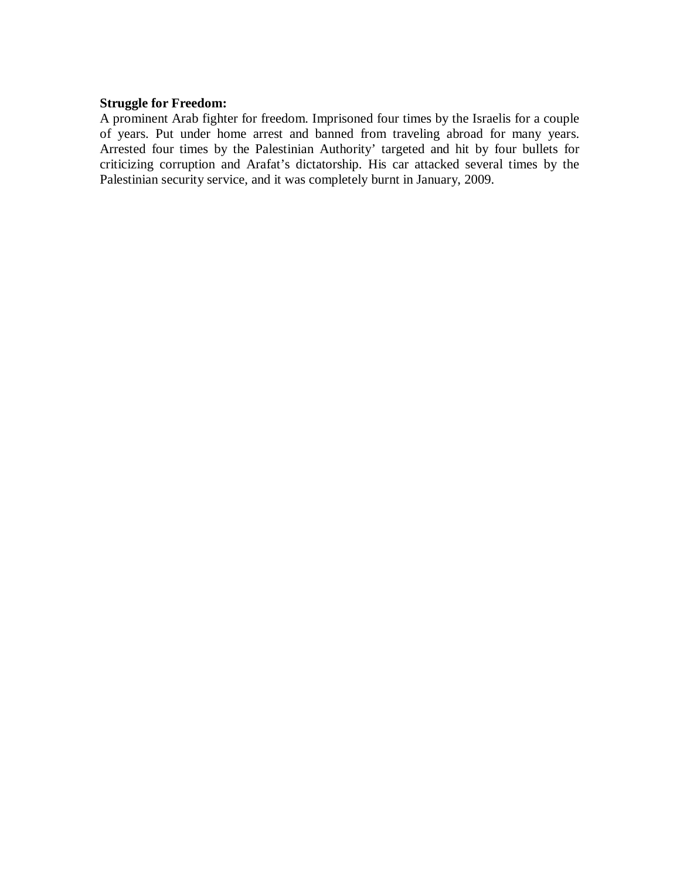**Struggle for Freedom:**

A prominent Arab fighter for freedom. Imprisoned four times by the Israelis for a couple of years. Put under home arrest and banned from traveling abroad for many years. Arrested four times by the Palestinian Authority' targeted and hit by four bullets for criticizing corruption and Arafat's dictatorship. His car attacked several times by the Palestinian security service, and it was completely burnt in January, 2009.